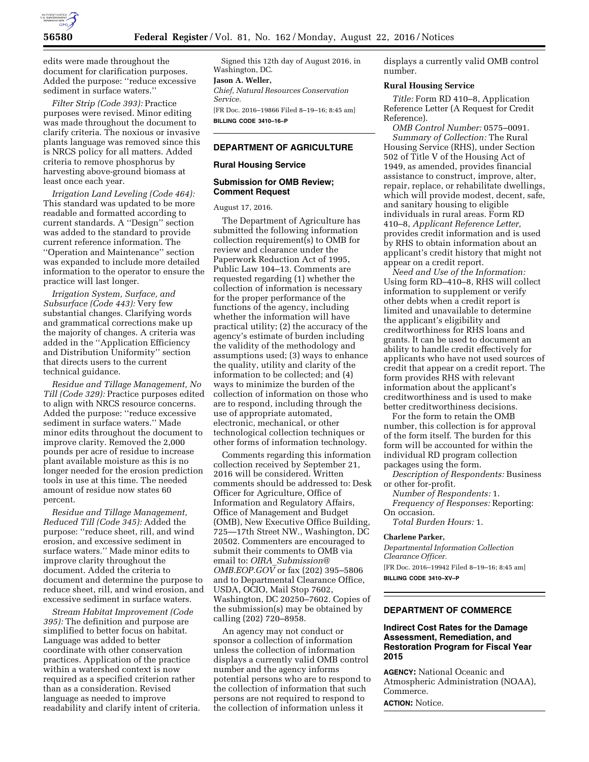edits were made throughout the document for clarification purposes. Added the purpose: ''reduce excessive sediment in surface waters.''

*Filter Strip (Code 393):* Practice purposes were revised. Minor editing was made throughout the document to clarify criteria. The noxious or invasive plants language was removed since this is NRCS policy for all matters. Added criteria to remove phosphorus by harvesting above-ground biomass at least once each year.

*Irrigation Land Leveling (Code 464):* This standard was updated to be more readable and formatted according to current standards. A ''Design'' section was added to the standard to provide current reference information. The ''Operation and Maintenance'' section was expanded to include more detailed information to the operator to ensure the practice will last longer.

*Irrigation System, Surface, and Subsurface (Code 443):* Very few substantial changes. Clarifying words and grammatical corrections make up the majority of changes. A criteria was added in the ''Application Efficiency and Distribution Uniformity'' section that directs users to the current technical guidance.

*Residue and Tillage Management, No Till (Code 329):* Practice purposes edited to align with NRCS resource concerns. Added the purpose: ''reduce excessive sediment in surface waters.'' Made minor edits throughout the document to improve clarity. Removed the 2,000 pounds per acre of residue to increase plant available moisture as this is no longer needed for the erosion prediction tools in use at this time. The needed amount of residue now states 60 percent.

*Residue and Tillage Management, Reduced Till (Code 345):* Added the purpose: ''reduce sheet, rill, and wind erosion, and excessive sediment in surface waters.'' Made minor edits to improve clarity throughout the document. Added the criteria to document and determine the purpose to reduce sheet, rill, and wind erosion, and excessive sediment in surface waters.

*Stream Habitat Improvement (Code 395):* The definition and purpose are simplified to better focus on habitat. Language was added to better coordinate with other conservation practices. Application of the practice within a watershed context is now required as a specified criterion rather than as a consideration. Revised language as needed to improve readability and clarify intent of criteria.

Signed this 12th day of August 2016, in Washington, DC.

**Jason A. Weller,**

*Chief, Natural Resources Conservation Service.*

[FR Doc. 2016–19866 Filed 8–19–16; 8:45 am]

**BILLING CODE 3410–16–P**

## DEPARTMENT OF AGRICULTURE

### Rural Housing Service

### Submission for OMB Review; Comment Request

August 17, 2016.

The Department of Agriculture has submitted the following information collection requirement(s) to OMB for review and clearance under the Paperwork Reduction Act of 1995, Public Law 104–13. Comments are requested regarding (1) whether the collection of information is necessary for the proper performance of the functions of the agency, including whether the information will have practical utility; (2) the accuracy of the agency's estimate of burden including the validity of the methodology and assumptions used; (3) ways to enhance the quality, utility and clarity of the information to be collected; and (4) ways to minimize the burden of the collection of information on those who are to respond, including through the use of appropriate automated, electronic, mechanical, or other technological collection techniques or other forms of information technology.

Comments regarding this information collection received by September 21, 2016 will be considered. Written comments should be addressed to: Desk Officer for Agriculture, Office of Information and Regulatory Affairs, Office of Management and Budget (OMB), New Executive Office Building, 725—17th Street NW., Washington, DC 20502. Commenters are encouraged to submit their comments to OMB via email to: *OIRA_Submission@OMB.EOP.GOV* or fax (202) 395–5806 and to Departmental Clearance Office, USDA, OCIO, Mail Stop 7602, Washington, DC 20250–7602. Copies of the submission(s) may be obtained by calling (202) 720–8958.

An agency may not conduct or sponsor a collection of information unless the collection of information displays a currently valid OMB control number and the agency informs potential persons who are to respond to the collection of information that such persons are not required to respond to the collection of information unless it displays a currently valid OMB control number.

**Rural Housing Service**

*Title:* Form RD 410–8, Application Reference Letter (A Request for Credit Reference).

*OMB Control Number:* 0575–0091.

*Summary of Collection:* The Rural Housing Service (RHS), under Section 502 of Title V of the Housing Act of 1949, as amended, provides financial assistance to construct, improve, alter, repair, replace, or rehabilitate dwellings, which will provide modest, decent, safe, and sanitary housing to eligible individuals in rural areas. Form RD 410–8, *Applicant Reference Letter,* provides credit information and is used by RHS to obtain information about an applicant's credit history that might not appear on a credit report.

*Need and Use of the Information:* Using form RD–410–8, RHS will collect information to supplement or verify other debts when a credit report is limited and unavailable to determine the applicant's eligibility and creditworthiness for RHS loans and grants. It can be used to document an ability to handle credit effectively for applicants who have not used sources of credit that appear on a credit report. The form provides RHS with relevant information about the applicant's creditworthiness and is used to make better creditworthiness decisions.

For the form to retain the OMB number, this collection is for approval of the form itself. The burden for this form will be accounted for within the individual RD program collection packages using the form.

*Description of Respondents:* Business or other for-profit.

*Number of Respondents:* 1.

*Frequency of Responses:* Reporting: On occasion.

*Total Burden Hours:* 1.

**Charlene Parker,**

*Departmental Information Collection Clearance Officer.*

[FR Doc. 2016–19942 Filed 8–19–16; 8:45 am]

**BILLING CODE 3410–XV–P**

## DEPARTMENT OF COMMERCE

### Indirect Cost Rates for the Damage Assessment, Remediation, and Restoration Program for Fiscal Year 2015

**AGENCY:** National Oceanic and Atmospheric Administration (NOAA), Commerce.

**ACTION:** Notice.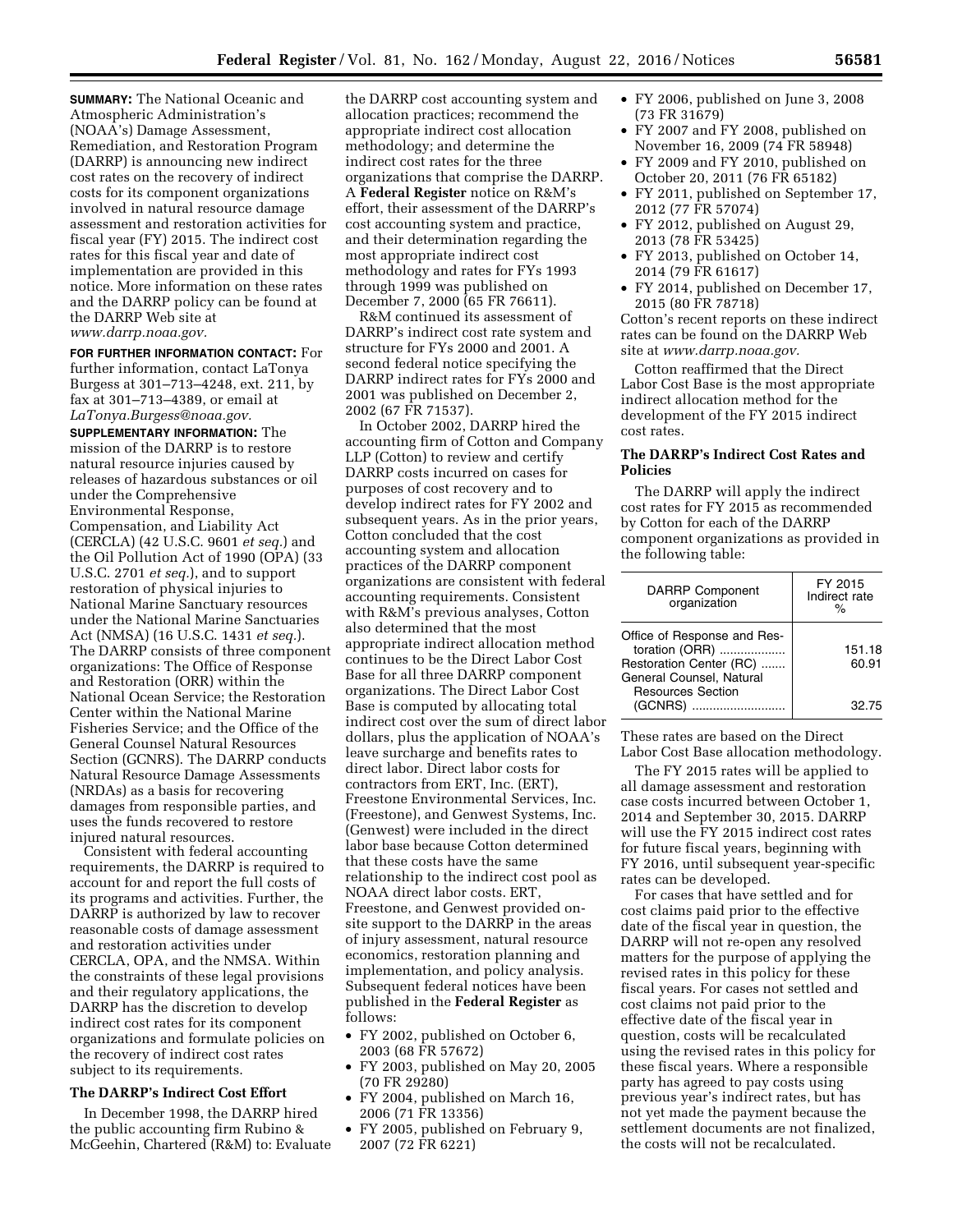**SUMMARY:** The National Oceanic and Atmospheric Administration's (NOAA's) Damage Assessment, Remediation, and Restoration Program (DARRP) is announcing new indirect cost rates on the recovery of indirect costs for its component organizations involved in natural resource damage assessment and restoration activities for fiscal year (FY) 2015. The indirect cost rates for this fiscal year and date of implementation are provided in this notice. More information on these rates and the DARRP policy can be found at the DARRP Web site at *www.darrp.noaa.gov.*

**FOR FURTHER INFORMATION CONTACT:** For further information, contact LaTonya Burgess at 301–713–4248, ext. 211, by fax at 301–713–4389, or email at *LaTonya.Burgess@noaa.gov.*

**SUPPLEMENTARY INFORMATION:** The mission of the DARRP is to restore natural resource injuries caused by releases of hazardous substances or oil under the Comprehensive Environmental Response, Compensation, and Liability Act (CERCLA) (42 U.S.C. 9601 *et seq.*) and the Oil Pollution Act of 1990 (OPA) (33 U.S.C. 2701 *et seq.*), and to support restoration of physical injuries to National Marine Sanctuary resources under the National Marine Sanctuaries Act (NMSA) (16 U.S.C. 1431 *et seq.*). The DARRP consists of three component organizations: The Office of Response and Restoration (ORR) within the National Ocean Service; the Restoration Center within the National Marine Fisheries Service; and the Office of the General Counsel Natural Resources Section (GCNRS). The DARRP conducts Natural Resource Damage Assessments (NRDAs) as a basis for recovering damages from responsible parties, and uses the funds recovered to restore injured natural resources.

Consistent with federal accounting requirements, the DARRP is required to account for and report the full costs of its programs and activities. Further, the DARRP is authorized by law to recover reasonable costs of damage assessment and restoration activities under CERCLA, OPA, and the NMSA. Within the constraints of these legal provisions and their regulatory applications, the DARRP has the discretion to develop indirect cost rates for its component organizations and formulate policies on the recovery of indirect cost rates subject to its requirements.

## The DARRP's Indirect Cost Effort

In December 1998, the DARRP hired the public accounting firm Rubino & McGeehin, Chartered (R&M) to: Evaluate the DARRP cost accounting system and allocation practices; recommend the appropriate indirect cost allocation methodology; and determine the indirect cost rates for the three organizations that comprise the DARRP. A **Federal Register** notice on R&M's effort, their assessment of the DARRP's cost accounting system and practice, and their determination regarding the most appropriate indirect cost methodology and rates for FYs 1993 through 1999 was published on December 7, 2000 (65 FR 76611).

R&M continued its assessment of DARRP's indirect cost rate system and structure for FYs 2000 and 2001. A second federal notice specifying the DARRP indirect rates for FYs 2000 and 2001 was published on December 2, 2002 (67 FR 71537).

In October 2002, DARRP hired the accounting firm of Cotton and Company LLP (Cotton) to review and certify DARRP costs incurred on cases for purposes of cost recovery and to develop indirect rates for FY 2002 and subsequent years. As in the prior years, Cotton concluded that the cost accounting system and allocation practices of the DARRP component organizations are consistent with federal accounting requirements. Consistent with R&M's previous analyses, Cotton also determined that the most appropriate indirect allocation method continues to be the Direct Labor Cost Base for all three DARRP component organizations. The Direct Labor Cost Base is computed by allocating total indirect cost over the sum of direct labor dollars, plus the application of NOAA's leave surcharge and benefits rates to direct labor. Direct labor costs for contractors from ERT, Inc. (ERT), Freestone Environmental Services, Inc. (Freestone), and Genwest Systems, Inc. (Genwest) were included in the direct labor base because Cotton determined that these costs have the same relationship to the indirect cost pool as NOAA direct labor costs. ERT, Freestone, and Genwest provided on-site support to the DARRP in the areas of injury assessment, natural resource economics, restoration planning and implementation, and policy analysis. Subsequent federal notices have been published in the **Federal Register** as follows:

- FY 2002, published on October 6, 2003 (68 FR 57672)
- FY 2003, published on May 20, 2005 (70 FR 29280)
- FY 2004, published on March 16, 2006 (71 FR 13356)
- FY 2005, published on February 9, 2007 (72 FR 6221)
- FY 2006, published on June 3, 2008 (73 FR 31679)
- FY 2007 and FY 2008, published on November 16, 2009 (74 FR 58948)
- FY 2009 and FY 2010, published on October 20, 2011 (76 FR 65182)
- FY 2011, published on September 17, 2012 (77 FR 57074)
- FY 2012, published on August 29, 2013 (78 FR 53425)
- FY 2013, published on October 14, 2014 (79 FR 61617)
- FY 2014, published on December 17, 2015 (80 FR 78718)

Cotton's recent reports on these indirect rates can be found on the DARRP Web site at *www.darrp.noaa.gov.*

Cotton reaffirmed that the Direct Labor Cost Base is the most appropriate indirect allocation method for the development of the FY 2015 indirect cost rates.

## The DARRP's Indirect Cost Rates and Policies

The DARRP will apply the indirect cost rates for FY 2015 as recommended by Cotton for each of the DARRP component organizations as provided in the following table:

| DARRP Component organization | FY 2015 Indirect rate % |
| --- | --- |
| Office of Response and Restoration (ORR) | 151.18 |
| Restoration Center (RC) | 60.91 |
| General Counsel, Natural Resources Section (GCNRS) | 32.75 |

These rates are based on the Direct Labor Cost Base allocation methodology.

The FY 2015 rates will be applied to all damage assessment and restoration case costs incurred between October 1, 2014 and September 30, 2015. DARRP will use the FY 2015 indirect cost rates for future fiscal years, beginning with FY 2016, until subsequent year-specific rates can be developed.

For cases that have settled and for cost claims paid prior to the effective date of the fiscal year in question, the DARRP will not re-open any resolved matters for the purpose of applying the revised rates in this policy for these fiscal years. For cases not settled and cost claims not paid prior to the effective date of the fiscal year in question, costs will be recalculated using the revised rates in this policy for these fiscal years. Where a responsible party has agreed to pay costs using previous year's indirect rates, but has not yet made the payment because the settlement documents are not finalized, the costs will not be recalculated.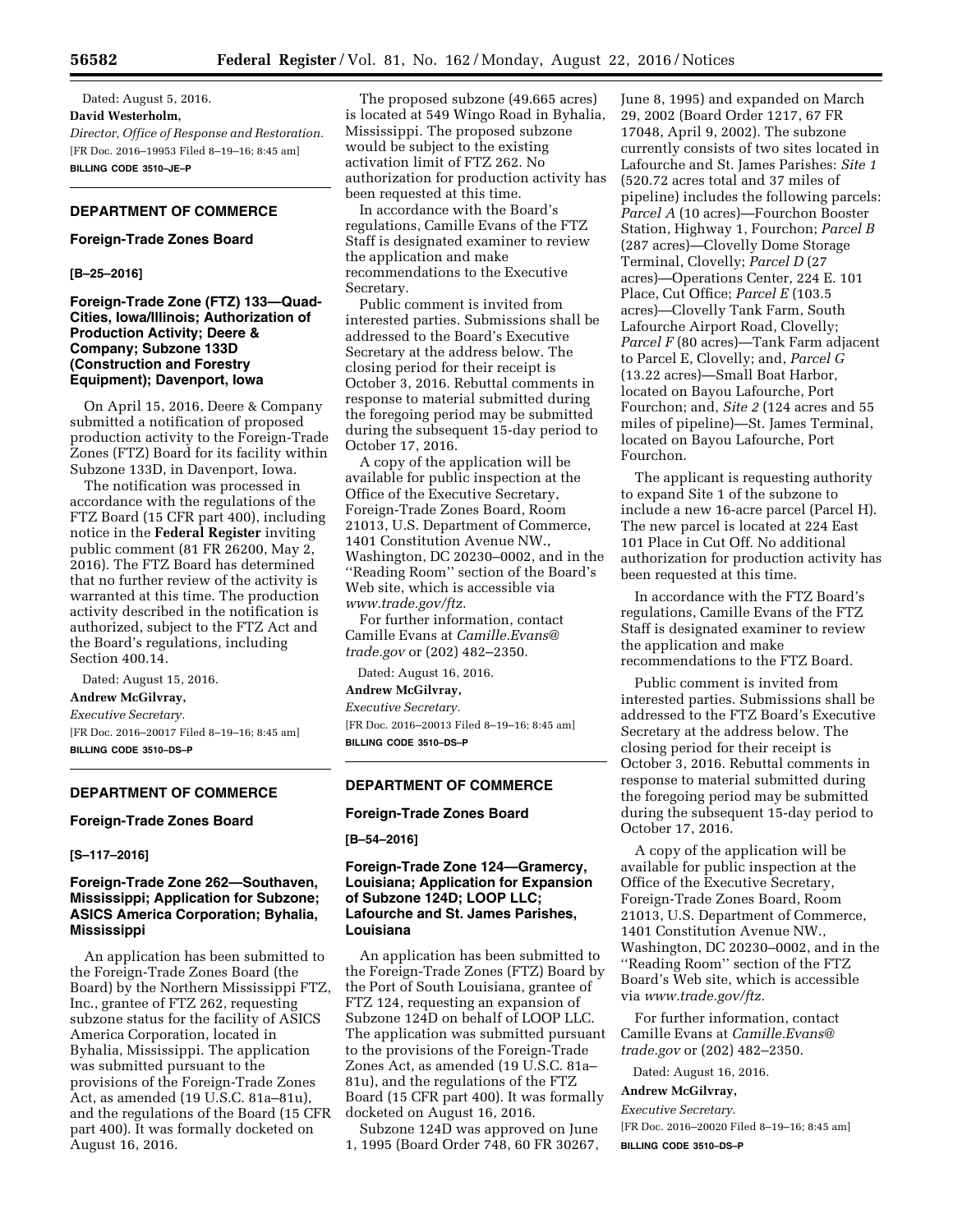Dated: August 5, 2016.

**David Westerholm,**

*Director, Office of Response and Restoration.*

[FR Doc. 2016–19953 Filed 8–19–16; 8:45 am]

**BILLING CODE 3510–JE–P**

## DEPARTMENT OF COMMERCE

### Foreign-Trade Zones Board

**[B–25–2016]**

### Foreign-Trade Zone (FTZ) 133—Quad-Cities, Iowa/Illinois; Authorization of Production Activity; Deere & Company; Subzone 133D (Construction and Forestry Equipment); Davenport, Iowa

On April 15, 2016, Deere & Company submitted a notification of proposed production activity to the Foreign-Trade Zones (FTZ) Board for its facility within Subzone 133D, in Davenport, Iowa.

The notification was processed in accordance with the regulations of the FTZ Board (15 CFR part 400), including notice in the **Federal Register** inviting public comment (81 FR 26200, May 2, 2016). The FTZ Board has determined that no further review of the activity is warranted at this time. The production activity described in the notification is authorized, subject to the FTZ Act and the Board's regulations, including Section 400.14.

Dated: August 15, 2016.

**Andrew McGilvray,**

*Executive Secretary.*

[FR Doc. 2016–20017 Filed 8–19–16; 8:45 am]

**BILLING CODE 3510–DS–P**

## DEPARTMENT OF COMMERCE

### Foreign-Trade Zones Board

**[S–117–2016]**

### Foreign-Trade Zone 262—Southaven, Mississippi; Application for Subzone; ASICS America Corporation; Byhalia, Mississippi

An application has been submitted to the Foreign-Trade Zones Board (the Board) by the Northern Mississippi FTZ, Inc., grantee of FTZ 262, requesting subzone status for the facility of ASICS America Corporation, located in Byhalia, Mississippi. The application was submitted pursuant to the provisions of the Foreign-Trade Zones Act, as amended (19 U.S.C. 81a–81u), and the regulations of the Board (15 CFR part 400). It was formally docketed on August 16, 2016.

The proposed subzone (49.665 acres) is located at 549 Wingo Road in Byhalia, Mississippi. The proposed subzone would be subject to the existing activation limit of FTZ 262. No authorization for production activity has been requested at this time.

In accordance with the Board's regulations, Camille Evans of the FTZ Staff is designated examiner to review the application and make recommendations to the Executive Secretary.

Public comment is invited from interested parties. Submissions shall be addressed to the Board's Executive Secretary at the address below. The closing period for their receipt is October 3, 2016. Rebuttal comments in response to material submitted during the foregoing period may be submitted during the subsequent 15-day period to October 17, 2016.

A copy of the application will be available for public inspection at the Office of the Executive Secretary, Foreign-Trade Zones Board, Room 21013, U.S. Department of Commerce, 1401 Constitution Avenue NW., Washington, DC 20230–0002, and in the ''Reading Room'' section of the Board's Web site, which is accessible via *www.trade.gov/ftz.*

For further information, contact Camille Evans at *Camille.Evans@trade.gov* or (202) 482–2350.

Dated: August 16, 2016.

**Andrew McGilvray,**

*Executive Secretary.*

[FR Doc. 2016–20013 Filed 8–19–16; 8:45 am]

**BILLING CODE 3510–DS–P**

## DEPARTMENT OF COMMERCE

### Foreign-Trade Zones Board

**[B–54–2016]**

### Foreign-Trade Zone 124—Gramercy, Louisiana; Application for Expansion of Subzone 124D; LOOP LLC; Lafourche and St. James Parishes, Louisiana

An application has been submitted to the Foreign-Trade Zones (FTZ) Board by the Port of South Louisiana, grantee of FTZ 124, requesting an expansion of Subzone 124D on behalf of LOOP LLC. The application was submitted pursuant to the provisions of the Foreign-Trade Zones Act, as amended (19 U.S.C. 81a–81u), and the regulations of the FTZ Board (15 CFR part 400). It was formally docketed on August 16, 2016.

Subzone 124D was approved on June 1, 1995 (Board Order 748, 60 FR 30267, June 8, 1995) and expanded on March 29, 2002 (Board Order 1217, 67 FR 17048, April 9, 2002). The subzone currently consists of two sites located in Lafourche and St. James Parishes: *Site 1* (520.72 acres total and 37 miles of pipeline) includes the following parcels: *Parcel A* (10 acres)—Fourchon Booster Station, Highway 1, Fourchon; *Parcel B* (287 acres)—Clovelly Dome Storage Terminal, Clovelly; *Parcel D* (27 acres)—Operations Center, 224 E. 101 Place, Cut Office; *Parcel E* (103.5 acres)—Clovelly Tank Farm, South Lafourche Airport Road, Clovelly; *Parcel F* (80 acres)—Tank Farm adjacent to Parcel E, Clovelly; and, *Parcel G* (13.22 acres)—Small Boat Harbor, located on Bayou Lafourche, Port Fourchon; and, *Site 2* (124 acres and 55 miles of pipeline)—St. James Terminal, located on Bayou Lafourche, Port Fourchon.

The applicant is requesting authority to expand Site 1 of the subzone to include a new 16-acre parcel (Parcel H). The new parcel is located at 224 East 101 Place in Cut Off. No additional authorization for production activity has been requested at this time.

In accordance with the FTZ Board's regulations, Camille Evans of the FTZ Staff is designated examiner to review the application and make recommendations to the FTZ Board.

Public comment is invited from interested parties. Submissions shall be addressed to the FTZ Board's Executive Secretary at the address below. The closing period for their receipt is October 3, 2016. Rebuttal comments in response to material submitted during the foregoing period may be submitted during the subsequent 15-day period to October 17, 2016.

A copy of the application will be available for public inspection at the Office of the Executive Secretary, Foreign-Trade Zones Board, Room 21013, U.S. Department of Commerce, 1401 Constitution Avenue NW., Washington, DC 20230–0002, and in the ''Reading Room'' section of the FTZ Board's Web site, which is accessible via *www.trade.gov/ftz.*

For further information, contact Camille Evans at *Camille.Evans@trade.gov* or (202) 482–2350.

Dated: August 16, 2016.

**Andrew McGilvray,**

*Executive Secretary.*

[FR Doc. 2016–20020 Filed 8–19–16; 8:45 am]

**BILLING CODE 3510–DS–P**